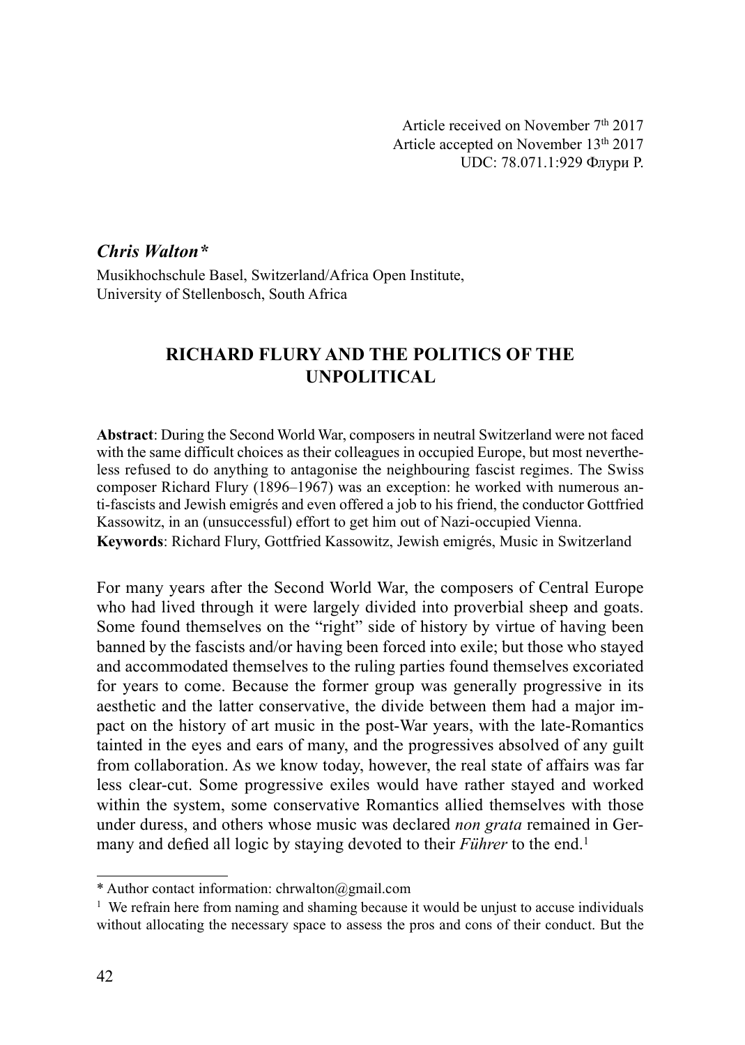Article received on November 7th 2017
Article accepted on November 13th 2017
UDC: 78.071.1:929 Флури Р.

***Chris Walton****
Musikhochschule Basel, Switzerland/Africa Open Institute,
University of Stellenbosch, South Africa

# RICHARD FLURY AND THE POLITICS OF THE UNPOLITICAL

**Abstract**: During the Second World War, composers in neutral Switzerland were not faced with the same difficult choices as their colleagues in occupied Europe, but most nevertheless refused to do anything to antagonise the neighbouring fascist regimes. The Swiss composer Richard Flury (1896–1967) was an exception: he worked with numerous anti-fascists and Jewish emigrés and even offered a job to his friend, the conductor Gottfried Kassowitz, in an (unsuccessful) effort to get him out of Nazi-occupied Vienna.

**Keywords**: Richard Flury, Gottfried Kassowitz, Jewish emigrés, Music in Switzerland

For many years after the Second World War, the composers of Central Europe who had lived through it were largely divided into proverbial sheep and goats. Some found themselves on the "right" side of history by virtue of having been banned by the fascists and/or having been forced into exile; but those who stayed and accommodated themselves to the ruling parties found themselves excoriated for years to come. Because the former group was generally progressive in its aesthetic and the latter conservative, the divide between them had a major impact on the history of art music in the post-War years, with the late-Romantics tainted in the eyes and ears of many, and the progressives absolved of any guilt from collaboration. As we know today, however, the real state of affairs was far less clear-cut. Some progressive exiles would have rather stayed and worked within the system, some conservative Romantics allied themselves with those under duress, and others whose music was declared *non grata* remained in Germany and defied all logic by staying devoted to their *Führer* to the end.[1]

---

\* Author contact information: chrwalton@gmail.com

[1] We refrain here from naming and shaming because it would be unjust to accuse individuals without allocating the necessary space to assess the pros and cons of their conduct. But the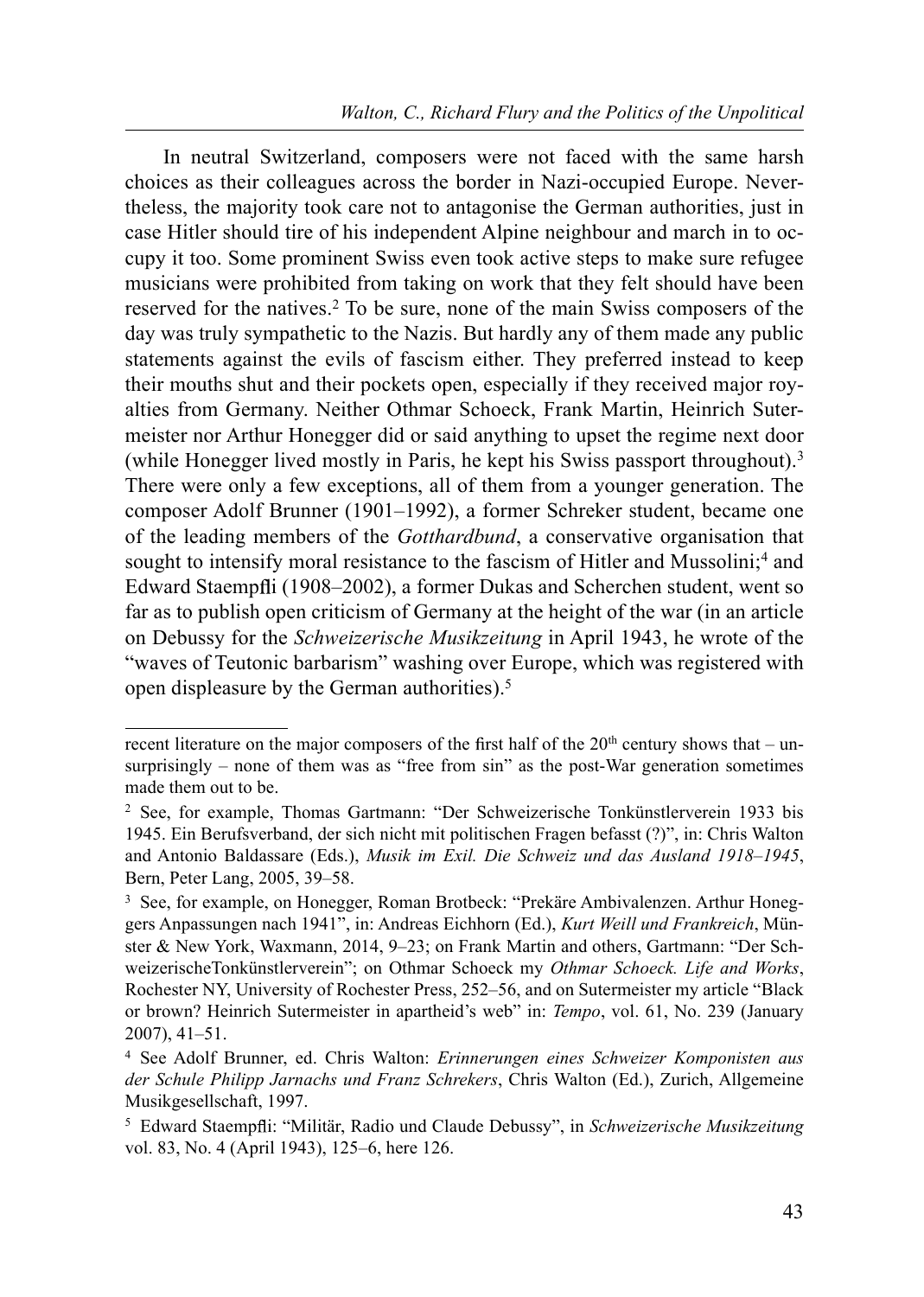In neutral Switzerland, composers were not faced with the same harsh choices as their colleagues across the border in Nazi-occupied Europe. Nevertheless, the majority took care not to antagonise the German authorities, just in case Hitler should tire of his independent Alpine neighbour and march in to occupy it too. Some prominent Swiss even took active steps to make sure refugee musicians were prohibited from taking on work that they felt should have been reserved for the natives.[2] To be sure, none of the main Swiss composers of the day was truly sympathetic to the Nazis. But hardly any of them made any public statements against the evils of fascism either. They preferred instead to keep their mouths shut and their pockets open, especially if they received major royalties from Germany. Neither Othmar Schoeck, Frank Martin, Heinrich Sutermeister nor Arthur Honegger did or said anything to upset the regime next door (while Honegger lived mostly in Paris, he kept his Swiss passport throughout).[3] There were only a few exceptions, all of them from a younger generation. The composer Adolf Brunner (1901–1992), a former Schreker student, became one of the leading members of the *Gotthardbund*, a conservative organisation that sought to intensify moral resistance to the fascism of Hitler and Mussolini;[4] and Edward Staempfli (1908–2002), a former Dukas and Scherchen student, went so far as to publish open criticism of Germany at the height of the war (in an article on Debussy for the *Schweizerische Musikzeitung* in April 1943, he wrote of the "waves of Teutonic barbarism" washing over Europe, which was registered with open displeasure by the German authorities).[5]

---

recent literature on the major composers of the first half of the 20th century shows that – unsurprisingly – none of them was as "free from sin" as the post-War generation sometimes made them out to be.

[2] See, for example, Thomas Gartmann: "Der Schweizerische Tonkünstlerverein 1933 bis 1945. Ein Berufsverband, der sich nicht mit politischen Fragen befasst (?)", in: Chris Walton and Antonio Baldassare (Eds.), *Musik im Exil. Die Schweiz und das Ausland 1918–1945*, Bern, Peter Lang, 2005, 39–58.

[3] See, for example, on Honegger, Roman Brotbeck: "Prekäre Ambivalenzen. Arthur Honeggers Anpassungen nach 1941", in: Andreas Eichhorn (Ed.), *Kurt Weill und Frankreich*, Münster & New York, Waxmann, 2014, 9–23; on Frank Martin and others, Gartmann: "Der SchweizerischeTonkünstlerverein"; on Othmar Schoeck my *Othmar Schoeck. Life and Works*, Rochester NY, University of Rochester Press, 252–56, and on Sutermeister my article "Black or brown? Heinrich Sutermeister in apartheid's web" in: *Tempo*, vol. 61, No. 239 (January 2007), 41–51.

[4] See Adolf Brunner, ed. Chris Walton: *Erinnerungen eines Schweizer Komponisten aus der Schule Philipp Jarnachs und Franz Schrekers*, Chris Walton (Ed.), Zurich, Allgemeine Musikgesellschaft, 1997.

[5] Edward Staempfli: "Militär, Radio und Claude Debussy", in *Schweizerische Musikzeitung* vol. 83, No. 4 (April 1943), 125–6, here 126.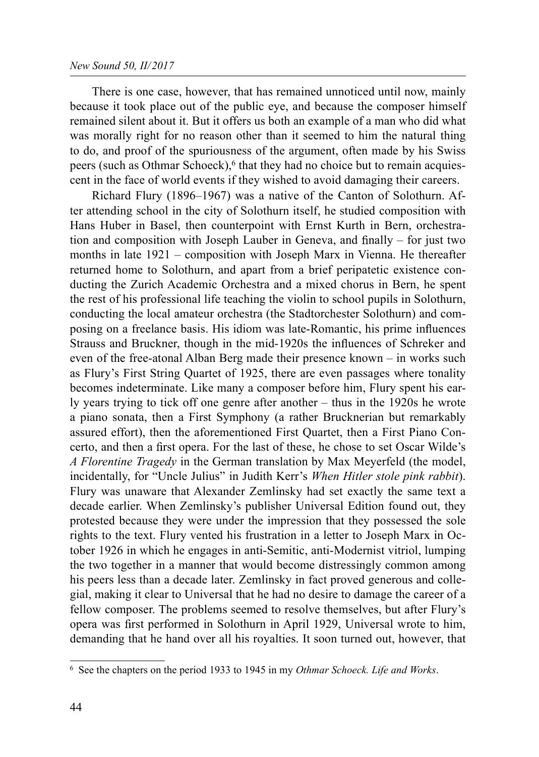There is one case, however, that has remained unnoticed until now, mainly because it took place out of the public eye, and because the composer himself remained silent about it. But it offers us both an example of a man who did what was morally right for no reason other than it seemed to him the natural thing to do, and proof of the spuriousness of the argument, often made by his Swiss peers (such as Othmar Schoeck),[6] that they had no choice but to remain acquiescent in the face of world events if they wished to avoid damaging their careers.

Richard Flury (1896–1967) was a native of the Canton of Solothurn. After attending school in the city of Solothurn itself, he studied composition with Hans Huber in Basel, then counterpoint with Ernst Kurth in Bern, orchestration and composition with Joseph Lauber in Geneva, and finally – for just two months in late 1921 – composition with Joseph Marx in Vienna. He thereafter returned home to Solothurn, and apart from a brief peripatetic existence conducting the Zurich Academic Orchestra and a mixed chorus in Bern, he spent the rest of his professional life teaching the violin to school pupils in Solothurn, conducting the local amateur orchestra (the Stadtorchester Solothurn) and composing on a freelance basis. His idiom was late-Romantic, his prime influences Strauss and Bruckner, though in the mid-1920s the influences of Schreker and even of the free-atonal Alban Berg made their presence known – in works such as Flury's First String Quartet of 1925, there are even passages where tonality becomes indeterminate. Like many a composer before him, Flury spent his early years trying to tick off one genre after another – thus in the 1920s he wrote a piano sonata, then a First Symphony (a rather Brucknerian but remarkably assured effort), then the aforementioned First Quartet, then a First Piano Concerto, and then a first opera. For the last of these, he chose to set Oscar Wilde's *A Florentine Tragedy* in the German translation by Max Meyerfeld (the model, incidentally, for "Uncle Julius" in Judith Kerr's *When Hitler stole pink rabbit*). Flury was unaware that Alexander Zemlinsky had set exactly the same text a decade earlier. When Zemlinsky's publisher Universal Edition found out, they protested because they were under the impression that they possessed the sole rights to the text. Flury vented his frustration in a letter to Joseph Marx in October 1926 in which he engages in anti-Semitic, anti-Modernist vitriol, lumping the two together in a manner that would become distressingly common among his peers less than a decade later. Zemlinsky in fact proved generous and collegial, making it clear to Universal that he had no desire to damage the career of a fellow composer. The problems seemed to resolve themselves, but after Flury's opera was first performed in Solothurn in April 1929, Universal wrote to him, demanding that he hand over all his royalties. It soon turned out, however, that

[6] See the chapters on the period 1933 to 1945 in my *Othmar Schoeck. Life and Works*.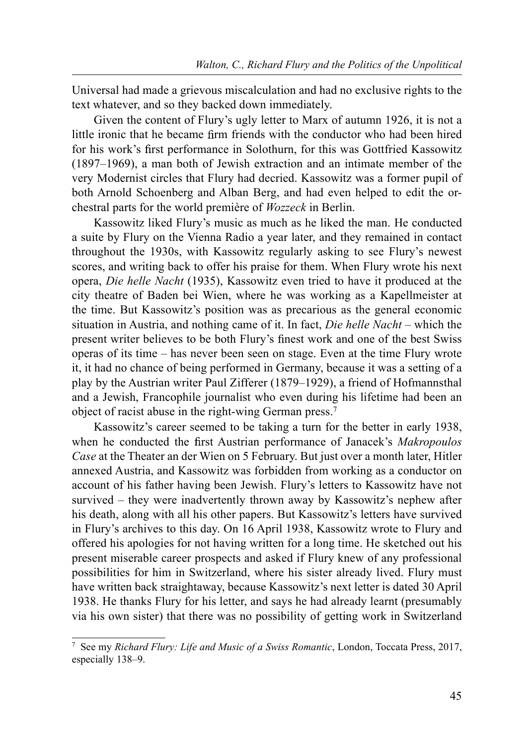Universal had made a grievous miscalculation and had no exclusive rights to the text whatever, and so they backed down immediately.

Given the content of Flury's ugly letter to Marx of autumn 1926, it is not a little ironic that he became firm friends with the conductor who had been hired for his work's first performance in Solothurn, for this was Gottfried Kassowitz (1897–1969), a man both of Jewish extraction and an intimate member of the very Modernist circles that Flury had decried. Kassowitz was a former pupil of both Arnold Schoenberg and Alban Berg, and had even helped to edit the orchestral parts for the world première of *Wozzeck* in Berlin.

Kassowitz liked Flury's music as much as he liked the man. He conducted a suite by Flury on the Vienna Radio a year later, and they remained in contact throughout the 1930s, with Kassowitz regularly asking to see Flury's newest scores, and writing back to offer his praise for them. When Flury wrote his next opera, *Die helle Nacht* (1935), Kassowitz even tried to have it produced at the city theatre of Baden bei Wien, where he was working as a Kapellmeister at the time. But Kassowitz's position was as precarious as the general economic situation in Austria, and nothing came of it. In fact, *Die helle Nacht* – which the present writer believes to be both Flury's finest work and one of the best Swiss operas of its time – has never been seen on stage. Even at the time Flury wrote it, it had no chance of being performed in Germany, because it was a setting of a play by the Austrian writer Paul Zifferer (1879–1929), a friend of Hofmannsthal and a Jewish, Francophile journalist who even during his lifetime had been an object of racist abuse in the right-wing German press.[7]

Kassowitz's career seemed to be taking a turn for the better in early 1938, when he conducted the first Austrian performance of Janacek's *Makropoulos Case* at the Theater an der Wien on 5 February. But just over a month later, Hitler annexed Austria, and Kassowitz was forbidden from working as a conductor on account of his father having been Jewish. Flury's letters to Kassowitz have not survived – they were inadvertently thrown away by Kassowitz's nephew after his death, along with all his other papers. But Kassowitz's letters have survived in Flury's archives to this day. On 16 April 1938, Kassowitz wrote to Flury and offered his apologies for not having written for a long time. He sketched out his present miserable career prospects and asked if Flury knew of any professional possibilities for him in Switzerland, where his sister already lived. Flury must have written back straightaway, because Kassowitz's next letter is dated 30 April 1938. He thanks Flury for his letter, and says he had already learnt (presumably via his own sister) that there was no possibility of getting work in Switzerland

---

[7] See my *Richard Flury: Life and Music of a Swiss Romantic*, London, Toccata Press, 2017, especially 138–9.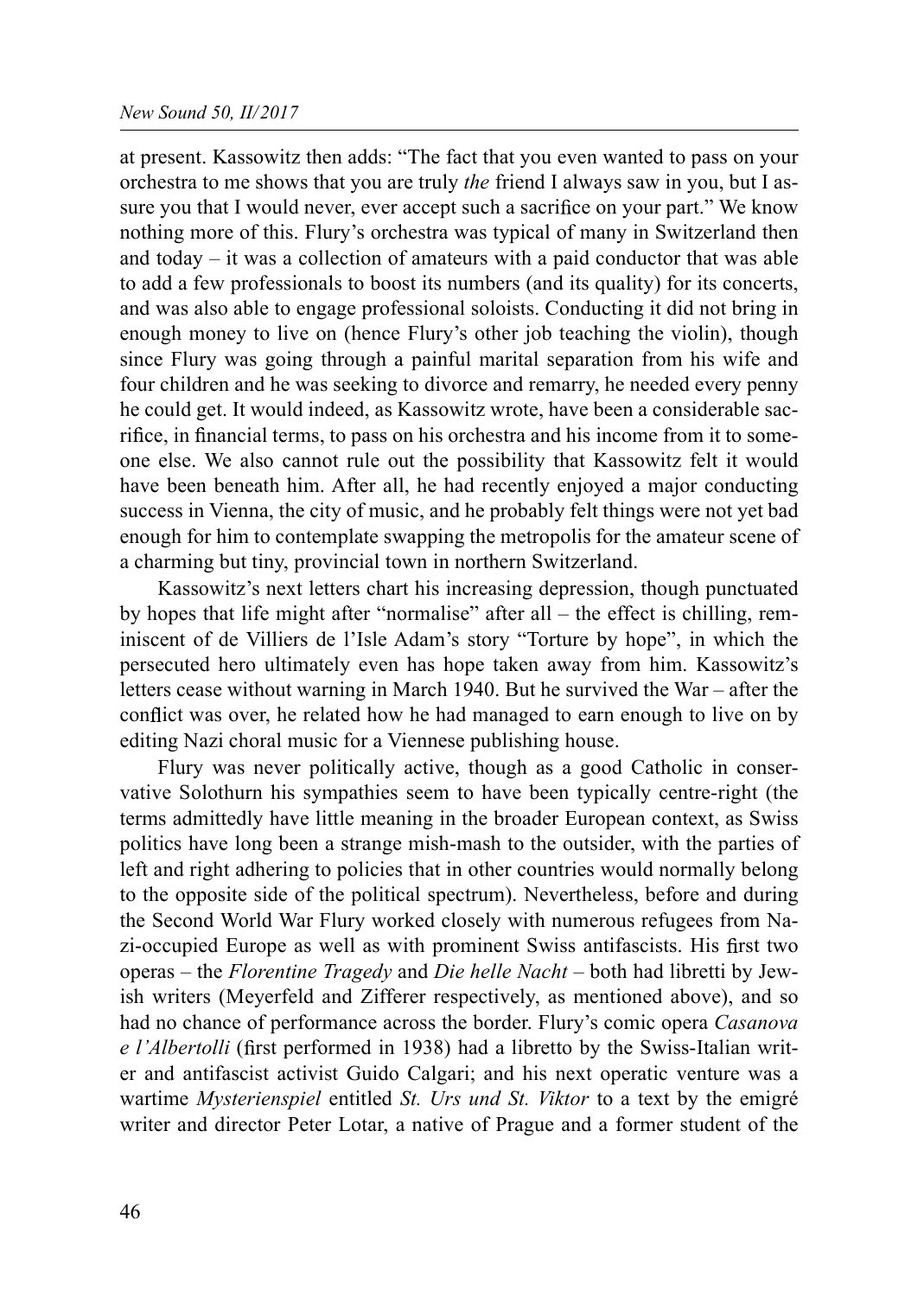at present. Kassowitz then adds: "The fact that you even wanted to pass on your orchestra to me shows that you are truly *the* friend I always saw in you, but I assure you that I would never, ever accept such a sacrifice on your part." We know nothing more of this. Flury's orchestra was typical of many in Switzerland then and today – it was a collection of amateurs with a paid conductor that was able to add a few professionals to boost its numbers (and its quality) for its concerts, and was also able to engage professional soloists. Conducting it did not bring in enough money to live on (hence Flury's other job teaching the violin), though since Flury was going through a painful marital separation from his wife and four children and he was seeking to divorce and remarry, he needed every penny he could get. It would indeed, as Kassowitz wrote, have been a considerable sacrifice, in financial terms, to pass on his orchestra and his income from it to someone else. We also cannot rule out the possibility that Kassowitz felt it would have been beneath him. After all, he had recently enjoyed a major conducting success in Vienna, the city of music, and he probably felt things were not yet bad enough for him to contemplate swapping the metropolis for the amateur scene of a charming but tiny, provincial town in northern Switzerland.

Kassowitz's next letters chart his increasing depression, though punctuated by hopes that life might after "normalise" after all – the effect is chilling, reminiscent of de Villiers de l'Isle Adam's story "Torture by hope", in which the persecuted hero ultimately even has hope taken away from him. Kassowitz's letters cease without warning in March 1940. But he survived the War – after the conflict was over, he related how he had managed to earn enough to live on by editing Nazi choral music for a Viennese publishing house.

Flury was never politically active, though as a good Catholic in conservative Solothurn his sympathies seem to have been typically centre-right (the terms admittedly have little meaning in the broader European context, as Swiss politics have long been a strange mish-mash to the outsider, with the parties of left and right adhering to policies that in other countries would normally belong to the opposite side of the political spectrum). Nevertheless, before and during the Second World War Flury worked closely with numerous refugees from Nazi-occupied Europe as well as with prominent Swiss antifascists. His first two operas – the *Florentine Tragedy* and *Die helle Nacht* – both had libretti by Jewish writers (Meyerfeld and Zifferer respectively, as mentioned above), and so had no chance of performance across the border. Flury's comic opera *Casanova e l'Albertolli* (first performed in 1938) had a libretto by the Swiss-Italian writer and antifascist activist Guido Calgari; and his next operatic venture was a wartime *Mysterienspiel* entitled *St. Urs und St. Viktor* to a text by the emigré writer and director Peter Lotar, a native of Prague and a former student of the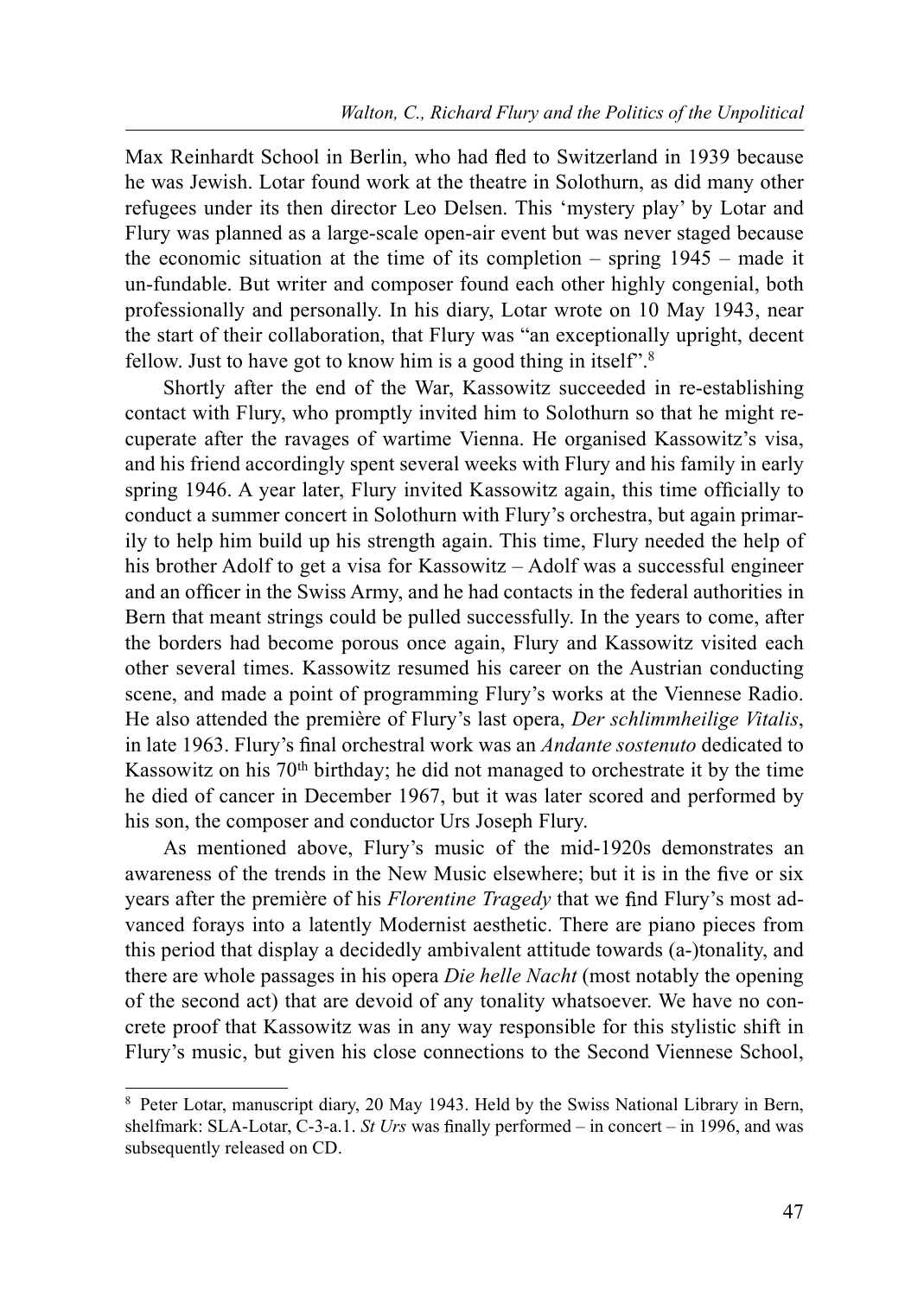Max Reinhardt School in Berlin, who had fled to Switzerland in 1939 because he was Jewish. Lotar found work at the theatre in Solothurn, as did many other refugees under its then director Leo Delsen. This 'mystery play' by Lotar and Flury was planned as a large-scale open-air event but was never staged because the economic situation at the time of its completion – spring 1945 – made it un-fundable. But writer and composer found each other highly congenial, both professionally and personally. In his diary, Lotar wrote on 10 May 1943, near the start of their collaboration, that Flury was "an exceptionally upright, decent fellow. Just to have got to know him is a good thing in itself".[8]

Shortly after the end of the War, Kassowitz succeeded in re-establishing contact with Flury, who promptly invited him to Solothurn so that he might recuperate after the ravages of wartime Vienna. He organised Kassowitz's visa, and his friend accordingly spent several weeks with Flury and his family in early spring 1946. A year later, Flury invited Kassowitz again, this time officially to conduct a summer concert in Solothurn with Flury's orchestra, but again primarily to help him build up his strength again. This time, Flury needed the help of his brother Adolf to get a visa for Kassowitz – Adolf was a successful engineer and an officer in the Swiss Army, and he had contacts in the federal authorities in Bern that meant strings could be pulled successfully. In the years to come, after the borders had become porous once again, Flury and Kassowitz visited each other several times. Kassowitz resumed his career on the Austrian conducting scene, and made a point of programming Flury's works at the Viennese Radio. He also attended the première of Flury's last opera, *Der schlimmheilige Vitalis*, in late 1963. Flury's final orchestral work was an *Andante sostenuto* dedicated to Kassowitz on his 70th birthday; he did not managed to orchestrate it by the time he died of cancer in December 1967, but it was later scored and performed by his son, the composer and conductor Urs Joseph Flury.

As mentioned above, Flury's music of the mid-1920s demonstrates an awareness of the trends in the New Music elsewhere; but it is in the five or six years after the première of his *Florentine Tragedy* that we find Flury's most advanced forays into a latently Modernist aesthetic. There are piano pieces from this period that display a decidedly ambivalent attitude towards (a-)tonality, and there are whole passages in his opera *Die helle Nacht* (most notably the opening of the second act) that are devoid of any tonality whatsoever. We have no concrete proof that Kassowitz was in any way responsible for this stylistic shift in Flury's music, but given his close connections to the Second Viennese School,

---

[8] Peter Lotar, manuscript diary, 20 May 1943. Held by the Swiss National Library in Bern, shelfmark: SLA-Lotar, C-3-a.1. *St Urs* was finally performed – in concert – in 1996, and was subsequently released on CD.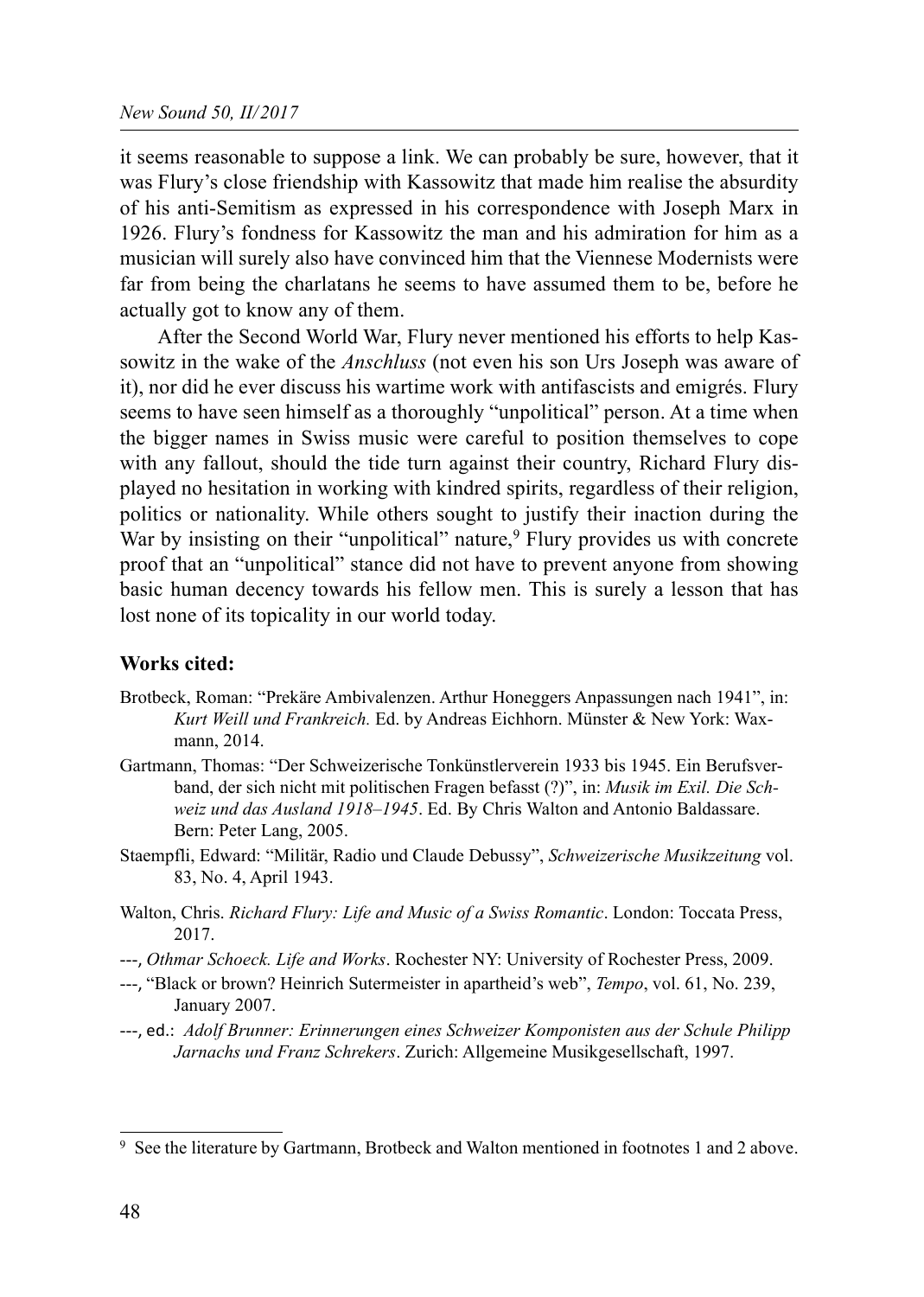it seems reasonable to suppose a link. We can probably be sure, however, that it was Flury's close friendship with Kassowitz that made him realise the absurdity of his anti-Semitism as expressed in his correspondence with Joseph Marx in 1926. Flury's fondness for Kassowitz the man and his admiration for him as a musician will surely also have convinced him that the Viennese Modernists were far from being the charlatans he seems to have assumed them to be, before he actually got to know any of them.

After the Second World War, Flury never mentioned his efforts to help Kassowitz in the wake of the *Anschluss* (not even his son Urs Joseph was aware of it), nor did he ever discuss his wartime work with antifascists and emigrés. Flury seems to have seen himself as a thoroughly "unpolitical" person. At a time when the bigger names in Swiss music were careful to position themselves to cope with any fallout, should the tide turn against their country, Richard Flury displayed no hesitation in working with kindred spirits, regardless of their religion, politics or nationality. While others sought to justify their inaction during the War by insisting on their "unpolitical" nature,[9] Flury provides us with concrete proof that an "unpolitical" stance did not have to prevent anyone from showing basic human decency towards his fellow men. This is surely a lesson that has lost none of its topicality in our world today.

**Works cited:**

Brotbeck, Roman: "Prekäre Ambivalenzen. Arthur Honeggers Anpassungen nach 1941", in: *Kurt Weill und Frankreich.* Ed. by Andreas Eichhorn. Münster & New York: Waxmann, 2014.

Gartmann, Thomas: "Der Schweizerische Tonkünstlerverein 1933 bis 1945. Ein Berufsverband, der sich nicht mit politischen Fragen befasst (?)", in: *Musik im Exil. Die Schweiz und das Ausland 1918–1945*. Ed. By Chris Walton and Antonio Baldassare. Bern: Peter Lang, 2005.

Staempfli, Edward: "Militär, Radio und Claude Debussy", *Schweizerische Musikzeitung* vol. 83, No. 4, April 1943.

Walton, Chris. *Richard Flury: Life and Music of a Swiss Romantic*. London: Toccata Press, 2017.

---, *Othmar Schoeck. Life and Works*. Rochester NY: University of Rochester Press, 2009.

---, "Black or brown? Heinrich Sutermeister in apartheid's web", *Tempo*, vol. 61, No. 239, January 2007.

---, ed.: *Adolf Brunner: Erinnerungen eines Schweizer Komponisten aus der Schule Philipp Jarnachs und Franz Schrekers*. Zurich: Allgemeine Musikgesellschaft, 1997.

---

[9] See the literature by Gartmann, Brotbeck and Walton mentioned in footnotes 1 and 2 above.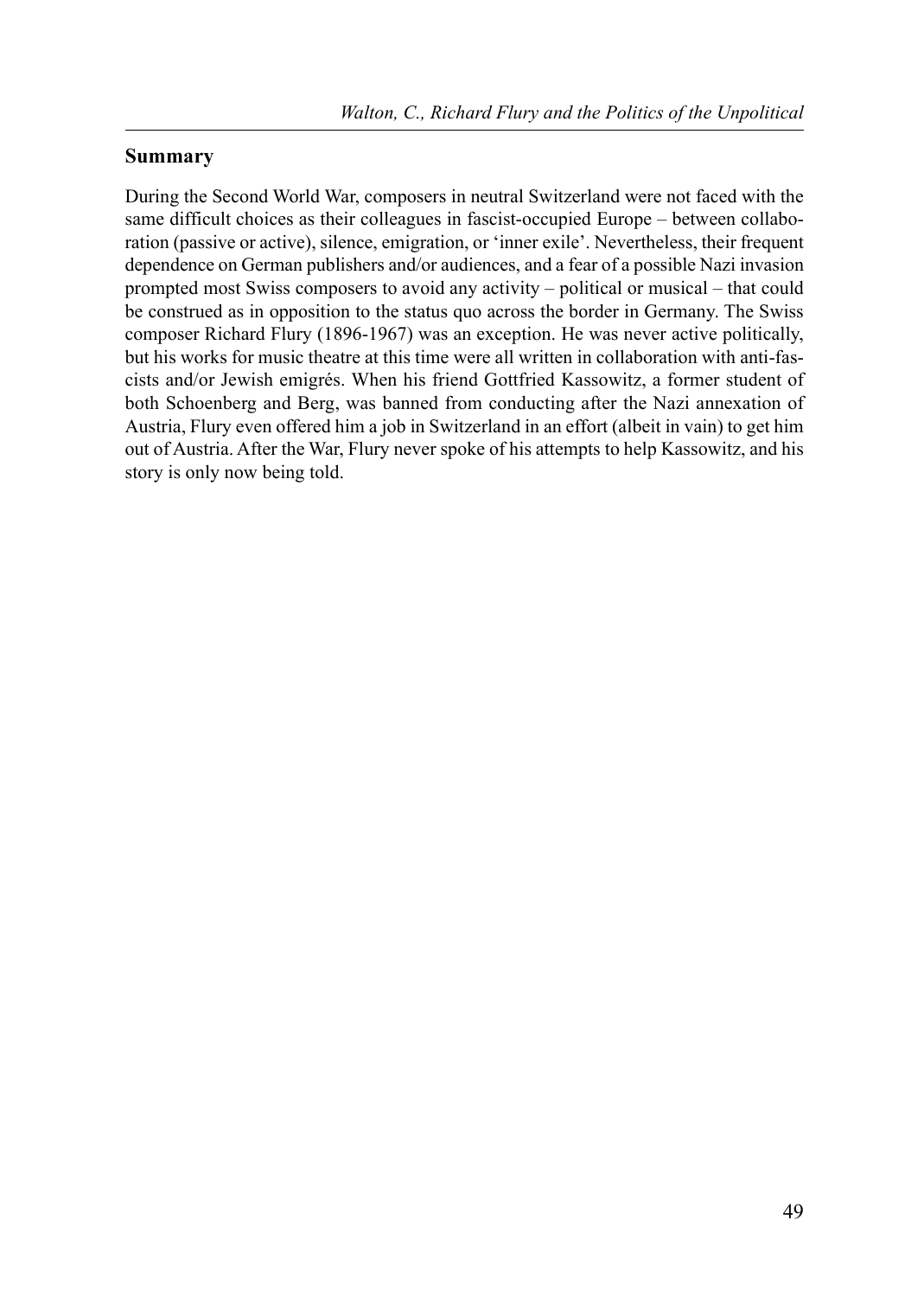## Summary

During the Second World War, composers in neutral Switzerland were not faced with the same difficult choices as their colleagues in fascist-occupied Europe – between collaboration (passive or active), silence, emigration, or 'inner exile'. Nevertheless, their frequent dependence on German publishers and/or audiences, and a fear of a possible Nazi invasion prompted most Swiss composers to avoid any activity – political or musical – that could be construed as in opposition to the status quo across the border in Germany. The Swiss composer Richard Flury (1896-1967) was an exception. He was never active politically, but his works for music theatre at this time were all written in collaboration with anti-fascists and/or Jewish emigrés. When his friend Gottfried Kassowitz, a former student of both Schoenberg and Berg, was banned from conducting after the Nazi annexation of Austria, Flury even offered him a job in Switzerland in an effort (albeit in vain) to get him out of Austria. After the War, Flury never spoke of his attempts to help Kassowitz, and his story is only now being told.